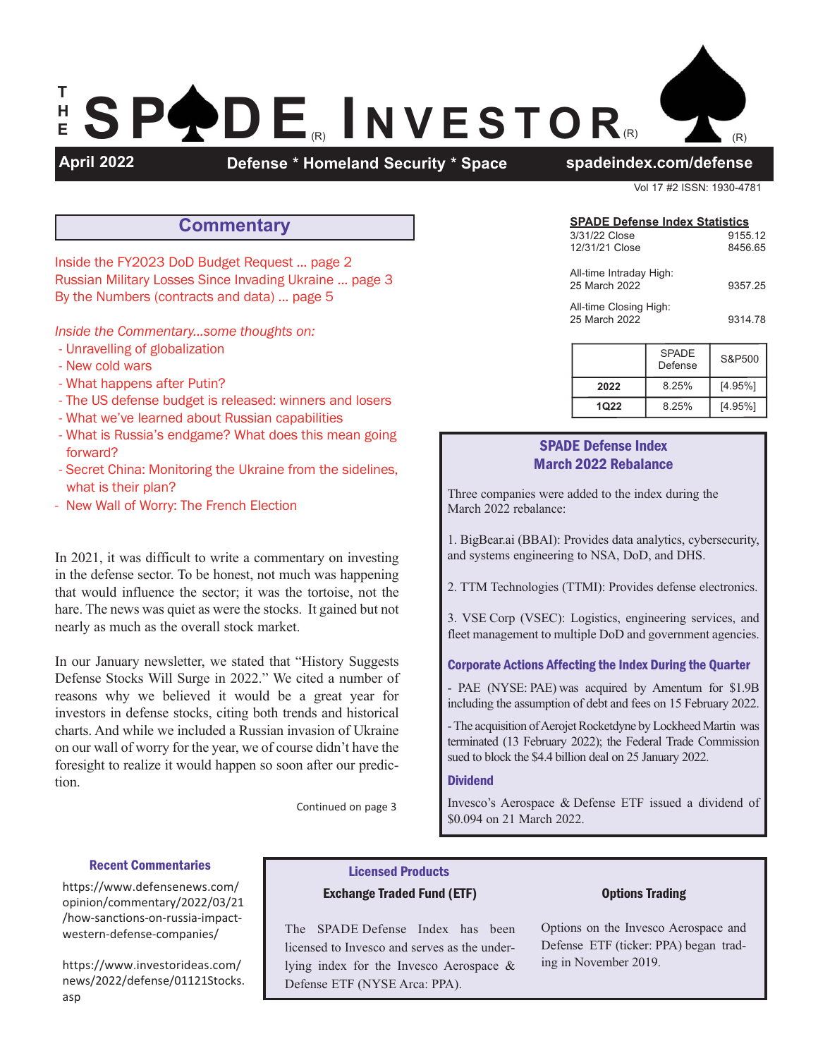# THE SPADE® INVESTOR®

**April 2022** | **Defense * Homeland Security * Space** | **spadeindex.com/defense**

Vol 17 #2 ISSN: 1930-4781

## Commentary

Inside the FY2023 DoD Budget Request ... page 2
Russian Military Losses Since Invading Ukraine ... page 3
By the Numbers (contracts and data) ... page 5

*Inside the Commentary...some thoughts on:*

- Unravelling of globalization
- New cold wars
- What happens after Putin?
- The US defense budget is released: winners and losers
- What we've learned about Russian capabilities
- What is Russia's endgame? What does this mean going forward?
- Secret China: Monitoring the Ukraine from the sidelines, what is their plan?
- New Wall of Worry: The French Election

In 2021, it was difficult to write a commentary on investing in the defense sector. To be honest, not much was happening that would influence the sector; it was the tortoise, not the hare. The news was quiet as were the stocks. It gained but not nearly as much as the overall stock market.

In our January newsletter, we stated that "History Suggests Defense Stocks Will Surge in 2022." We cited a number of reasons why we believed it would be a great year for investors in defense stocks, citing both trends and historical charts. And while we included a Russian invasion of Ukraine on our wall of worry for the year, we of course didn't have the foresight to realize it would happen so soon after our prediction.

Continued on page 3

**SPADE Defense Index Statistics**

| | |
|---|---|
| 3/31/22 Close | 9155.12 |
| 12/31/21 Close | 8456.65 |
| All-time Intraday High: 25 March 2022 | 9357.25 |
| All-time Closing High: 25 March 2022 | 9314.78 |

| | SPADE Defense | S&P500 |
|---|---|---|
| **2022** | 8.25% | [4.95%] |
| **1Q22** | 8.25% | [4.95%] |

### SPADE Defense Index March 2022 Rebalance

Three companies were added to the index during the March 2022 rebalance:

1. BigBear.ai (BBAI): Provides data analytics, cybersecurity, and systems engineering to NSA, DoD, and DHS.

2. TTM Technologies (TTMI): Provides defense electronics.

3. VSE Corp (VSEC): Logistics, engineering services, and fleet management to multiple DoD and government agencies.

### Corporate Actions Affecting the Index During the Quarter

- PAE (NYSE: PAE) was acquired by Amentum for $1.9B including the assumption of debt and fees on 15 February 2022.

- The acquisition of Aerojet Rocketdyne by Lockheed Martin was terminated (13 February 2022); the Federal Trade Commission sued to block the $4.4 billion deal on 25 January 2022.

### Dividend

Invesco's Aerospace & Defense ETF issued a dividend of $0.094 on 21 March 2022.

### Recent Commentaries

https://www.defensenews.com/opinion/commentary/2022/03/21/how-sanctions-on-russia-impact-western-defense-companies/

https://www.investorideas.com/news/2022/defense/01121Stocks.asp

### Licensed Products

**Exchange Traded Fund (ETF)**

The SPADE Defense Index has been licensed to Invesco and serves as the underlying index for the Invesco Aerospace & Defense ETF (NYSE Arca: PPA).

**Options Trading**

Options on the Invesco Aerospace and Defense ETF (ticker: PPA) began trading in November 2019.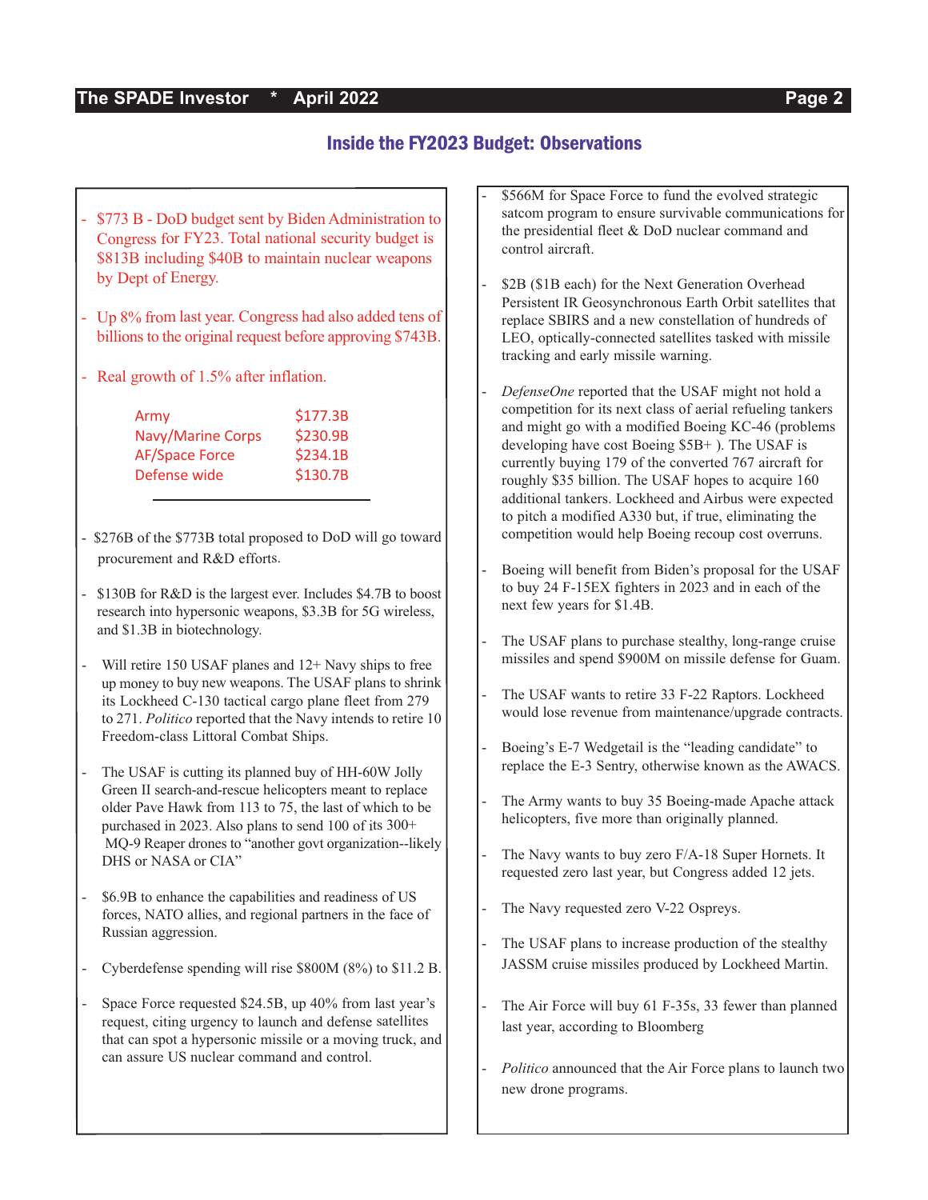## Inside the FY2023 Budget: Observations

- $773 B - DoD budget sent by Biden Administration to Congress for FY23. Total national security budget is $813B including $40B to maintain nuclear weapons by Dept of Energy.

- Up 8% from last year. Congress had also added tens of billions to the original request before approving $743B.

- Real growth of 1.5% after inflation.

| | |
|---|---|
| Army | $177.3B |
| Navy/Marine Corps | $230.9B |
| AF/Space Force | $234.1B |
| Defense wide | $130.7B |

- $276B of the $773B total proposed to DoD will go toward procurement and R&D efforts.

- $130B for R&D is the largest ever. Includes $4.7B to boost research into hypersonic weapons, $3.3B for 5G wireless, and $1.3B in biotechnology.

- Will retire 150 USAF planes and 12+ Navy ships to free up money to buy new weapons. The USAF plans to shrink its Lockheed C-130 tactical cargo plane fleet from 279 to 271. *Politico* reported that the Navy intends to retire 10 Freedom-class Littoral Combat Ships.

- The USAF is cutting its planned buy of HH-60W Jolly Green II search-and-rescue helicopters meant to replace older Pave Hawk from 113 to 75, the last of which to be purchased in 2023. Also plans to send 100 of its 300+ MQ-9 Reaper drones to "another govt organization--likely DHS or NASA or CIA"

- $6.9B to enhance the capabilities and readiness of US forces, NATO allies, and regional partners in the face of Russian aggression.

- Cyberdefense spending will rise $800M (8%) to $11.2 B.

- Space Force requested $24.5B, up 40% from last year's request, citing urgency to launch and defense satellites that can spot a hypersonic missile or a moving truck, and can assure US nuclear command and control.

- $566M for Space Force to fund the evolved strategic satcom program to ensure survivable communications for the presidential fleet & DoD nuclear command and control aircraft.

- $2B ($1B each) for the Next Generation Overhead Persistent IR Geosynchronous Earth Orbit satellites that replace SBIRS and a new constellation of hundreds of LEO, optically-connected satellites tasked with missile tracking and early missile warning.

- *DefenseOne* reported that the USAF might not hold a competition for its next class of aerial refueling tankers and might go with a modified Boeing KC-46 (problems developing have cost Boeing $5B+ ). The USAF is currently buying 179 of the converted 767 aircraft for roughly $35 billion. The USAF hopes to acquire 160 additional tankers. Lockheed and Airbus were expected to pitch a modified A330 but, if true, eliminating the competition would help Boeing recoup cost overruns.

- Boeing will benefit from Biden's proposal for the USAF to buy 24 F-15EX fighters in 2023 and in each of the next few years for $1.4B.

- The USAF plans to purchase stealthy, long-range cruise missiles and spend $900M on missile defense for Guam.

- The USAF wants to retire 33 F-22 Raptors. Lockheed would lose revenue from maintenance/upgrade contracts.

- Boeing's E-7 Wedgetail is the "leading candidate" to replace the E-3 Sentry, otherwise known as the AWACS.

- The Army wants to buy 35 Boeing-made Apache attack helicopters, five more than originally planned.

- The Navy wants to buy zero F/A-18 Super Hornets. It requested zero last year, but Congress added 12 jets.

- The Navy requested zero V-22 Ospreys.

- The USAF plans to increase production of the stealthy JASSM cruise missiles produced by Lockheed Martin.

- The Air Force will buy 61 F-35s, 33 fewer than planned last year, according to Bloomberg

- *Politico* announced that the Air Force plans to launch two new drone programs.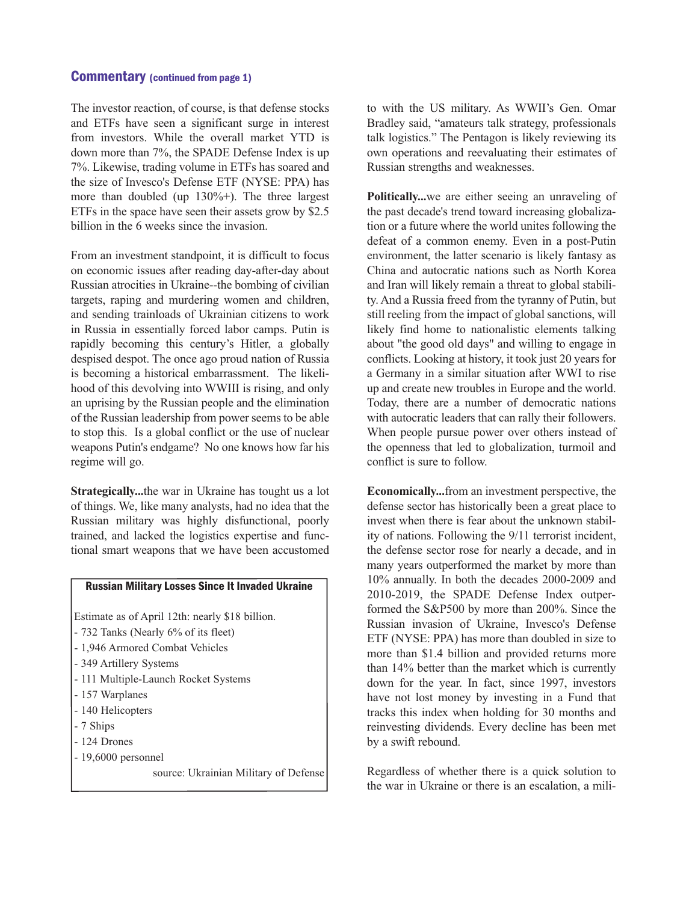## Commentary (continued from page 1)

The investor reaction, of course, is that defense stocks and ETFs have seen a significant surge in interest from investors. While the overall market YTD is down more than 7%, the SPADE Defense Index is up 7%. Likewise, trading volume in ETFs has soared and the size of Invesco's Defense ETF (NYSE: PPA) has more than doubled (up 130%+). The three largest ETFs in the space have seen their assets grow by $2.5 billion in the 6 weeks since the invasion.

From an investment standpoint, it is difficult to focus on economic issues after reading day-after-day about Russian atrocities in Ukraine--the bombing of civilian targets, raping and murdering women and children, and sending trainloads of Ukrainian citizens to work in Russia in essentially forced labor camps. Putin is rapidly becoming this century's Hitler, a globally despised despot. The once ago proud nation of Russia is becoming a historical embarrassment. The likelihood of this devolving into WWIII is rising, and only an uprising by the Russian people and the elimination of the Russian leadership from power seems to be able to stop this. Is a global conflict or the use of nuclear weapons Putin's endgame? No one knows how far his regime will go.

**Strategically...**the war in Ukraine has tought us a lot of things. We, like many analysts, had no idea that the Russian military was highly disfunctional, poorly trained, and lacked the logistics expertise and functional smart weapons that we have been accustomed to with the US military. As WWII's Gen. Omar Bradley said, "amateurs talk strategy, professionals talk logistics." The Pentagon is likely reviewing its own operations and reevaluating their estimates of Russian strengths and weaknesses.

**Russian Military Losses Since It Invaded Ukraine**

Estimate as of April 12th: nearly $18 billion.

- 732 Tanks (Nearly 6% of its fleet)
- 1,946 Armored Combat Vehicles
- 349 Artillery Systems
- 111 Multiple-Launch Rocket Systems
- 157 Warplanes
- 140 Helicopters
- 7 Ships
- 124 Drones
- 19,6000 personnel

source: Ukrainian Military of Defense

**Politically...**we are either seeing an unraveling of the past decade's trend toward increasing globalization or a future where the world unites following the defeat of a common enemy. Even in a post-Putin environment, the latter scenario is likely fantasy as China and autocratic nations such as North Korea and Iran will likely remain a threat to global stability. And a Russia freed from the tyranny of Putin, but still reeling from the impact of global sanctions, will likely find home to nationalistic elements talking about "the good old days" and willing to engage in conflicts. Looking at history, it took just 20 years for a Germany in a similar situation after WWI to rise up and create new troubles in Europe and the world. Today, there are a number of democratic nations with autocratic leaders that can rally their followers. When people pursue power over others instead of the openness that led to globalization, turmoil and conflict is sure to follow.

**Economically...**from an investment perspective, the defense sector has historically been a great place to invest when there is fear about the unknown stability of nations. Following the 9/11 terrorist incident, the defense sector rose for nearly a decade, and in many years outperformed the market by more than 10% annually. In both the decades 2000-2009 and 2010-2019, the SPADE Defense Index outperformed the S&P500 by more than 200%. Since the Russian invasion of Ukraine, Invesco's Defense ETF (NYSE: PPA) has more than doubled in size to more than $1.4 billion and provided returns more than 14% better than the market which is currently down for the year. In fact, since 1997, investors have not lost money by investing in a Fund that tracks this index when holding for 30 months and reinvesting dividends. Every decline has been met by a swift rebound.

Regardless of whether there is a quick solution to the war in Ukraine or there is an escalation, a mili-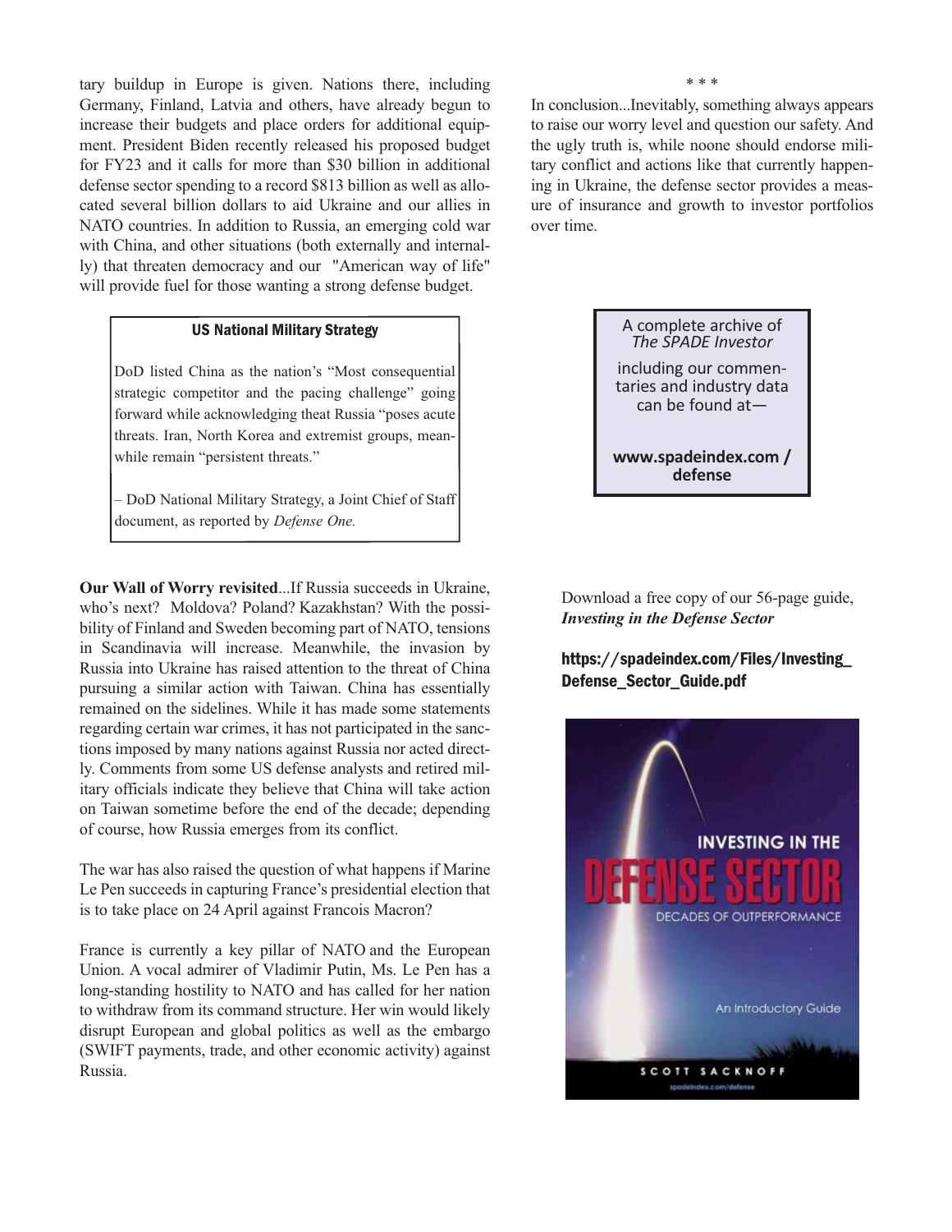tary buildup in Europe is given. Nations there, including Germany, Finland, Latvia and others, have already begun to increase their budgets and place orders for additional equipment. President Biden recently released his proposed budget for FY23 and it calls for more than $30 billion in additional defense sector spending to a record $813 billion as well as allocated several billion dollars to aid Ukraine and our allies in NATO countries. In addition to Russia, an emerging cold war with China, and other situations (both externally and internally) that threaten democracy and our "American way of life" will provide fuel for those wanting a strong defense budget.

**US National Military Strategy**

DoD listed China as the nation's "Most consequential strategic competitor and the pacing challenge" going forward while acknowledging theat Russia "poses acute threats. Iran, North Korea and extremist groups, meanwhile remain "persistent threats."

– DoD National Military Strategy, a Joint Chief of Staff document, as reported by *Defense One.*

**Our Wall of Worry revisited**...If Russia succeeds in Ukraine, who's next? Moldova? Poland? Kazakhstan? With the possibility of Finland and Sweden becoming part of NATO, tensions in Scandinavia will increase. Meanwhile, the invasion by Russia into Ukraine has raised attention to the threat of China pursuing a similar action with Taiwan. China has essentially remained on the sidelines. While it has made some statements regarding certain war crimes, it has not participated in the sanctions imposed by many nations against Russia nor acted directly. Comments from some US defense analysts and retired military officials indicate they believe that China will take action on Taiwan sometime before the end of the decade; depending of course, how Russia emerges from its conflict.

The war has also raised the question of what happens if Marine Le Pen succeeds in capturing France's presidential election that is to take place on 24 April against Francois Macron?

France is currently a key pillar of NATO and the European Union. A vocal admirer of Vladimir Putin, Ms. Le Pen has a long-standing hostility to NATO and has called for her nation to withdraw from its command structure. Her win would likely disrupt European and global politics as well as the embargo (SWIFT payments, trade, and other economic activity) against Russia.

\* \* \*

In conclusion...Inevitably, something always appears to raise our worry level and question our safety. And the ugly truth is, while noone should endorse military conflict and actions like that currently happening in Ukraine, the defense sector provides a measure of insurance and growth to investor portfolios over time.

A complete archive of *The SPADE Investor* including our commentaries and industry data can be found at—

**www.spadeindex.com / defense**

Download a free copy of our 56-page guide, ***Investing in the Defense Sector***

**https://spadeindex.com/Files/Investing_Defense_Sector_Guide.pdf**

INVESTING IN THE DEFENSE SECTOR

DECADES OF OUTPERFORMANCE

An Introductory Guide

SCOTT SACKNOFF

spadeindex.com/defense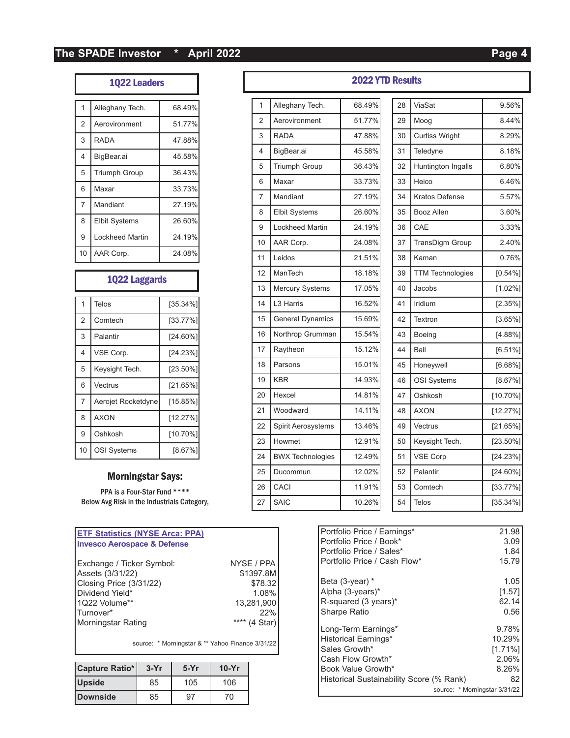## 1Q22 Leaders

| | | |
|---|---|---|
| 1 | Alleghany Tech. | 68.49% |
| 2 | Aerovironment | 51.77% |
| 3 | RADA | 47.88% |
| 4 | BigBear.ai | 45.58% |
| 5 | Triumph Group | 36.43% |
| 6 | Maxar | 33.73% |
| 7 | Mandiant | 27.19% |
| 8 | Elbit Systems | 26.60% |
| 9 | Lockheed Martin | 24.19% |
| 10 | AAR Corp. | 24.08% |

## 1Q22 Laggards

| | | |
|---|---|---|
| 1 | Telos | [35.34%] |
| 2 | Comtech | [33.77%] |
| 3 | Palantir | [24.60%] |
| 4 | VSE Corp. | [24.23%] |
| 5 | Keysight Tech. | [23.50%] |
| 6 | Vectrus | [21.65%] |
| 7 | Aerojet Rocketdyne | [15.85%] |
| 8 | AXON | [12.27%] |
| 9 | Oshkosh | [10.70%] |
| 10 | OSI Systems | [8.67%] |

### Morningstar Says:

PPA is a Four-Star Fund ****
Below Avg Risk in the Industrials Category,

## 2022 YTD Results

| | | | | | |
|---|---|---|---|---|---|
| 1 | Alleghany Tech. | 68.49% | 28 | ViaSat | 9.56% |
| 2 | Aerovironment | 51.77% | 29 | Moog | 8.44% |
| 3 | RADA | 47.88% | 30 | Curtiss Wright | 8.29% |
| 4 | BigBear.ai | 45.58% | 31 | Teledyne | 8.18% |
| 5 | Triumph Group | 36.43% | 32 | Huntington Ingalls | 6.80% |
| 6 | Maxar | 33.73% | 33 | Heico | 6.46% |
| 7 | Mandiant | 27.19% | 34 | Kratos Defense | 5.57% |
| 8 | Elbit Systems | 26.60% | 35 | Booz Allen | 3.60% |
| 9 | Lockheed Martin | 24.19% | 36 | CAE | 3.33% |
| 10 | AAR Corp. | 24.08% | 37 | TransDigm Group | 2.40% |
| 11 | Leidos | 21.51% | 38 | Kaman | 0.76% |
| 12 | ManTech | 18.18% | 39 | TTM Technologies | [0.54%] |
| 13 | Mercury Systems | 17.05% | 40 | Jacobs | [1.02%] |
| 14 | L3 Harris | 16.52% | 41 | Iridium | [2.35%] |
| 15 | General Dynamics | 15.69% | 42 | Textron | [3.65%] |
| 16 | Northrop Grumman | 15.54% | 43 | Boeing | [4.88%] |
| 17 | Raytheon | 15.12% | 44 | Ball | [6.51%] |
| 18 | Parsons | 15.01% | 45 | Honeywell | [6.68%] |
| 19 | KBR | 14.93% | 46 | OSI Systems | [8.67%] |
| 20 | Hexcel | 14.81% | 47 | Oshkosh | [10.70%] |
| 21 | Woodward | 14.11% | 48 | AXON | [12.27%] |
| 22 | Spirit Aerosystems | 13.46% | 49 | Vectrus | [21.65%] |
| 23 | Howmet | 12.91% | 50 | Keysight Tech. | [23.50%] |
| 24 | BWX Technologies | 12.49% | 51 | VSE Corp | [24.23%] |
| 25 | Ducommun | 12.02% | 52 | Palantir | [24.60%] |
| 26 | CACI | 11.91% | 53 | Comtech | [33.77%] |
| 27 | SAIC | 10.26% | 54 | Telos | [35.34%] |

### ETF Statistics (NYSE Arca: PPA)
**Invesco Aerospace & Defense**

| | |
|---|---|
| Exchange / Ticker Symbol: | NYSE / PPA |
| Assets (3/31/22) | $1397.8M |
| Closing Price (3/31/22) | $78.32 |
| Dividend Yield* | 1.08% |
| 1Q22 Volume** | 13,281,900 |
| Turnover* | 22% |
| Morningstar Rating | **** (4 Star) |

source: * Morningstar & ** Yahoo Finance 3/31/22

| Capture Ratio* | 3-Yr | 5-Yr | 10-Yr |
|---|---|---|---|
| Upside | 85 | 105 | 106 |
| Downside | 85 | 97 | 70 |

| | |
|---|---|
| Portfolio Price / Earnings* | 21.98 |
| Portfolio Price / Book* | 3.09 |
| Portfolio Price / Sales* | 1.84 |
| Portfolio Price / Cash Flow* | 15.79 |
| Beta (3-year) * | 1.05 |
| Alpha (3-years)* | [1.57] |
| R-squared (3 years)* | 62.14 |
| Sharpe Ratio | 0.56 |
| Long-Term Earnings* | 9.78% |
| Historical Earnings* | 10.29% |
| Sales Growth* | [1.71%] |
| Cash Flow Growth* | 2.06% |
| Book Value Growth* | 8.26% |
| Historical Sustainability Score (% Rank) | 82 |

source: * Morningstar 3/31/22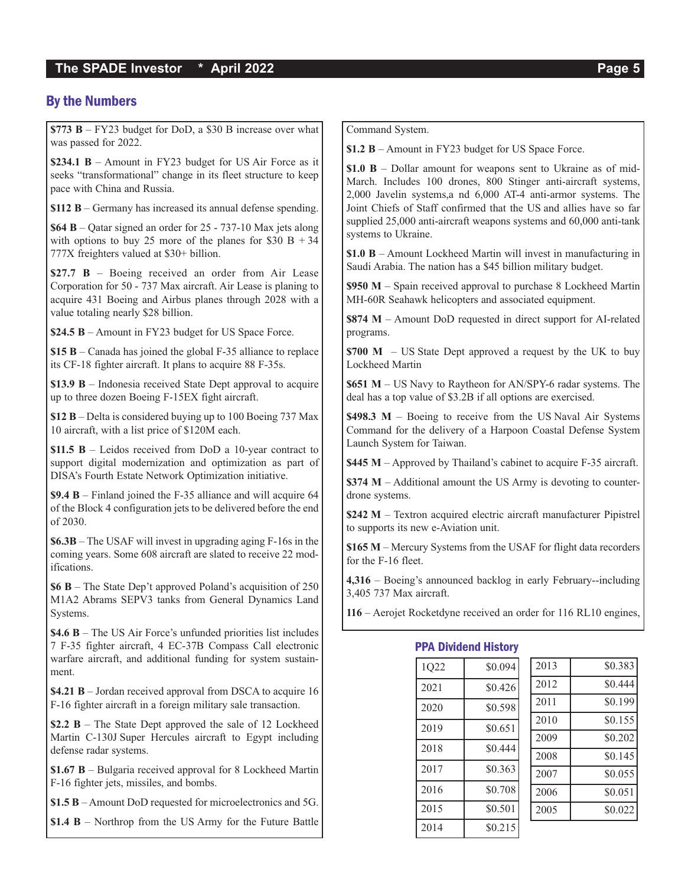## By the Numbers

**$773 B** – FY23 budget for DoD, a $30 B increase over what was passed for 2022.

**$234.1 B** – Amount in FY23 budget for US Air Force as it seeks "transformational" change in its fleet structure to keep pace with China and Russia.

**$112 B** – Germany has increased its annual defense spending.

**$64 B** – Qatar signed an order for 25 - 737-10 Max jets along with options to buy 25 more of the planes for $30 B + 34 777X freighters valued at $30+ billion.

**$27.7 B** – Boeing received an order from Air Lease Corporation for 50 - 737 Max aircraft. Air Lease is planing to acquire 431 Boeing and Airbus planes through 2028 with a value totaling nearly $28 billion.

**$24.5 B** – Amount in FY23 budget for US Space Force.

**$15 B** – Canada has joined the global F-35 alliance to replace its CF-18 fighter aircraft. It plans to acquire 88 F-35s.

**$13.9 B** – Indonesia received State Dept approval to acquire up to three dozen Boeing F-15EX fight aircraft.

**$12 B** – Delta is considered buying up to 100 Boeing 737 Max 10 aircraft, with a list price of $120M each.

**$11.5 B** – Leidos received from DoD a 10-year contract to support digital modernization and optimization as part of DISA's Fourth Estate Network Optimization initiative.

**$9.4 B** – Finland joined the F-35 alliance and will acquire 64 of the Block 4 configuration jets to be delivered before the end of 2030.

**$6.3B** – The USAF will invest in upgrading aging F-16s in the coming years. Some 608 aircraft are slated to receive 22 modifications.

**$6 B** – The State Dep't approved Poland's acquisition of 250 M1A2 Abrams SEPV3 tanks from General Dynamics Land Systems.

**$4.6 B** – The US Air Force's unfunded priorities list includes 7 F-35 fighter aircraft, 4 EC-37B Compass Call electronic warfare aircraft, and additional funding for system sustainment.

**$4.21 B** – Jordan received approval from DSCA to acquire 16 F-16 fighter aircraft in a foreign military sale transaction.

**$2.2 B** – The State Dept approved the sale of 12 Lockheed Martin C-130J Super Hercules aircraft to Egypt including defense radar systems.

**$1.67 B** – Bulgaria received approval for 8 Lockheed Martin F-16 fighter jets, missiles, and bombs.

**$1.5 B** – Amount DoD requested for microelectronics and 5G.

**$1.4 B** – Northrop from the US Army for the Future Battle Command System.

**$1.2 B** – Amount in FY23 budget for US Space Force.

**$1.0 B** – Dollar amount for weapons sent to Ukraine as of mid-March. Includes 100 drones, 800 Stinger anti-aircraft systems, 2,000 Javelin systems,a nd 6,000 AT-4 anti-armor systems. The Joint Chiefs of Staff confirmed that the US and allies have so far supplied 25,000 anti-aircraft weapons systems and 60,000 anti-tank systems to Ukraine.

**$1.0 B** – Amount Lockheed Martin will invest in manufacturing in Saudi Arabia. The nation has a $45 billion military budget.

**$950 M** – Spain received approval to purchase 8 Lockheed Martin MH-60R Seahawk helicopters and associated equipment.

**$874 M** – Amount DoD requested in direct support for AI-related programs.

**$700 M** – US State Dept approved a request by the UK to buy Lockheed Martin

**$651 M** – US Navy to Raytheon for AN/SPY-6 radar systems. The deal has a top value of $3.2B if all options are exercised.

**$498.3 M** – Boeing to receive from the US Naval Air Systems Command for the delivery of a Harpoon Coastal Defense System Launch System for Taiwan.

**$445 M** – Approved by Thailand's cabinet to acquire F-35 aircraft.

**$374 M** – Additional amount the US Army is devoting to counter-drone systems.

**$242 M** – Textron acquired electric aircraft manufacturer Pipistrel to supports its new e-Aviation unit.

**$165 M** – Mercury Systems from the USAF for flight data recorders for the F-16 fleet.

**4,316** – Boeing's announced backlog in early February--including 3,405 737 Max aircraft.

**116** – Aerojet Rocketdyne received an order for 116 RL10 engines,

### PPA Dividend History

| | |
|---|---|
| 1Q22 | $0.094 |
| 2021 | $0.426 |
| 2020 | $0.598 |
| 2019 | $0.651 |
| 2018 | $0.444 |
| 2017 | $0.363 |
| 2016 | $0.708 |
| 2015 | $0.501 |
| 2014 | $0.215 |
| 2013 | $0.383 |
| 2012 | $0.444 |
| 2011 | $0.199 |
| 2010 | $0.155 |
| 2009 | $0.202 |
| 2008 | $0.145 |
| 2007 | $0.055 |
| 2006 | $0.051 |
| 2005 | $0.022 |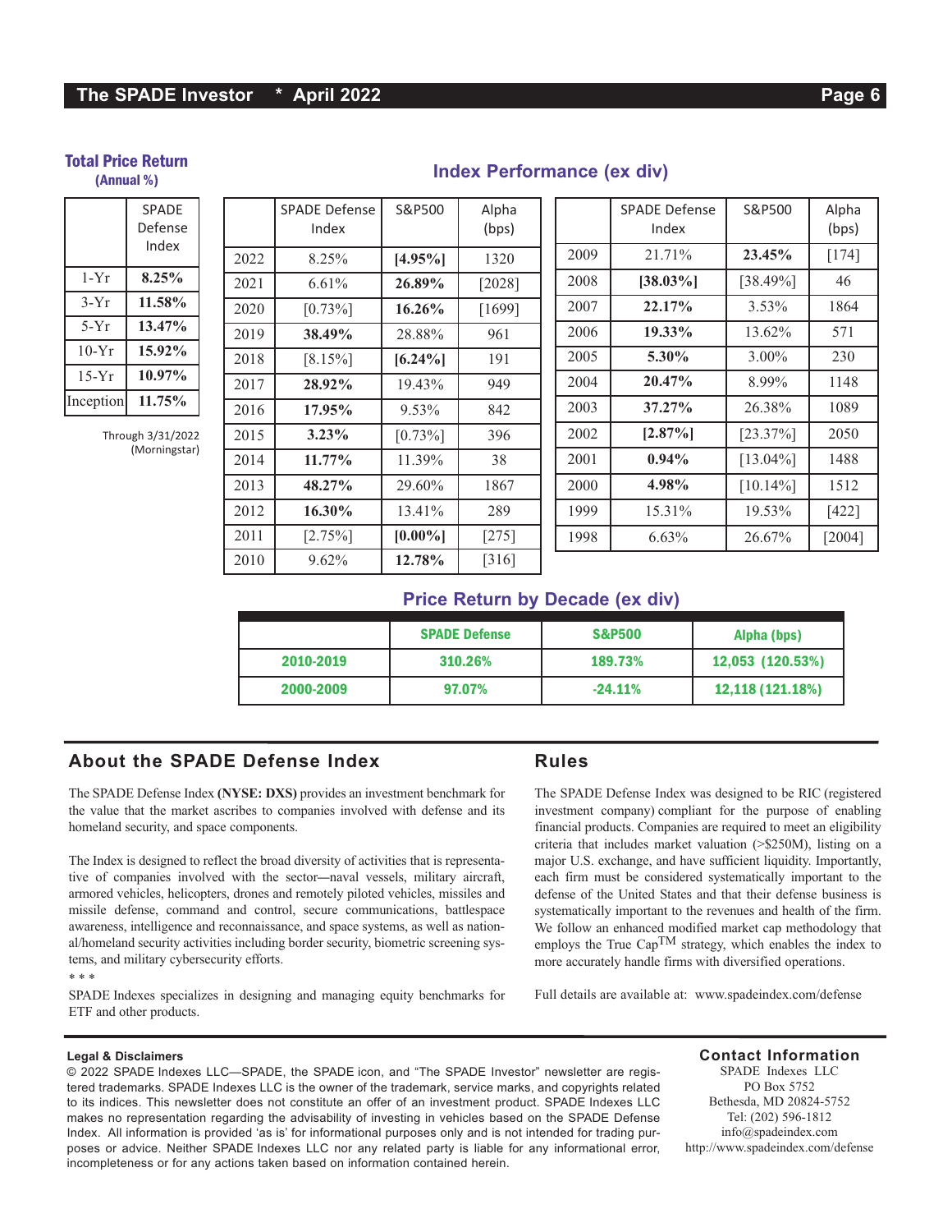## Total Price Return

**(Annual %)**

| | SPADE Defense Index |
|---|---|
| 1-Yr | **8.25%** |
| 3-Yr | **11.58%** |
| 5-Yr | **13.47%** |
| 10-Yr | **15.92%** |
| 15-Yr | **10.97%** |
| Inception | **11.75%** |

Through 3/31/2022 (Morningstar)

## Index Performance (ex div)

| | SPADE Defense Index | S&P500 | Alpha (bps) |
|---|---|---|---|
| 2022 | 8.25% | **[4.95%]** | 1320 |
| 2021 | 6.61% | **26.89%** | [2028] |
| 2020 | [0.73%] | **16.26%** | [1699] |
| 2019 | **38.49%** | 28.88% | 961 |
| 2018 | [8.15%] | **[6.24%]** | 191 |
| 2017 | **28.92%** | 19.43% | 949 |
| 2016 | **17.95%** | 9.53% | 842 |
| 2015 | **3.23%** | [0.73%] | 396 |
| 2014 | **11.77%** | 11.39% | 38 |
| 2013 | **48.27%** | 29.60% | 1867 |
| 2012 | **16.30%** | 13.41% | 289 |
| 2011 | [2.75%] | **[0.00%]** | [275] |
| 2010 | 9.62% | **12.78%** | [316] |

| | SPADE Defense Index | S&P500 | Alpha (bps) |
|---|---|---|---|
| 2009 | 21.71% | **23.45%** | [174] |
| 2008 | **[38.03%]** | [38.49%] | 46 |
| 2007 | **22.17%** | 3.53% | 1864 |
| 2006 | **19.33%** | 13.62% | 571 |
| 2005 | **5.30%** | 3.00% | 230 |
| 2004 | **20.47%** | 8.99% | 1148 |
| 2003 | **37.27%** | 26.38% | 1089 |
| 2002 | **[2.87%]** | [23.37%] | 2050 |
| 2001 | **0.94%** | [13.04%] | 1488 |
| 2000 | **4.98%** | [10.14%] | 1512 |
| 1999 | 15.31% | 19.53% | [422] |
| 1998 | 6.63% | 26.67% | [2004] |

## Price Return by Decade (ex div)

| | SPADE Defense | S&P500 | Alpha (bps) |
|---|---|---|---|
| 2010-2019 | 310.26% | 189.73% | 12,053 (120.53%) |
| 2000-2009 | 97.07% | -24.11% | 12,118 (121.18%) |

## About the SPADE Defense Index

The SPADE Defense Index **(NYSE: DXS)** provides an investment benchmark for the value that the market ascribes to companies involved with defense and its homeland security, and space components.

The Index is designed to reflect the broad diversity of activities that is representative of companies involved with the sector—naval vessels, military aircraft, armored vehicles, helicopters, drones and remotely piloted vehicles, missiles and missile defense, command and control, secure communications, battlespace awareness, intelligence and reconnaissance, and space systems, as well as national/homeland security activities including border security, biometric screening systems, and military cybersecurity efforts.

* * *

SPADE Indexes specializes in designing and managing equity benchmarks for ETF and other products.

## Rules

The SPADE Defense Index was designed to be RIC (registered investment company) compliant for the purpose of enabling financial products. Companies are required to meet an eligibility criteria that includes market valuation (>$250M), listing on a major U.S. exchange, and have sufficient liquidity. Importantly, each firm must be considered systematically important to the defense of the United States and that their defense business is systematically important to the revenues and health of the firm. We follow an enhanced modified market cap methodology that employs the True Cap™ strategy, which enables the index to more accurately handle firms with diversified operations.

Full details are available at: www.spadeindex.com/defense

**Legal & Disclaimers**

© 2022 SPADE Indexes LLC—SPADE, the SPADE icon, and "The SPADE Investor" newsletter are registered trademarks. SPADE Indexes LLC is the owner of the trademark, service marks, and copyrights related to its indices. This newsletter does not constitute an offer of an investment product. SPADE Indexes LLC makes no representation regarding the advisability of investing in vehicles based on the SPADE Defense Index. All information is provided 'as is' for informational purposes only and is not intended for trading purposes or advice. Neither SPADE Indexes LLC nor any related party is liable for any informational error, incompleteness or for any actions taken based on information contained herein.

**Contact Information**

SPADE Indexes LLC
PO Box 5752
Bethesda, MD 20824-5752
Tel: (202) 596-1812
info@spadeindex.com
http://www.spadeindex.com/defense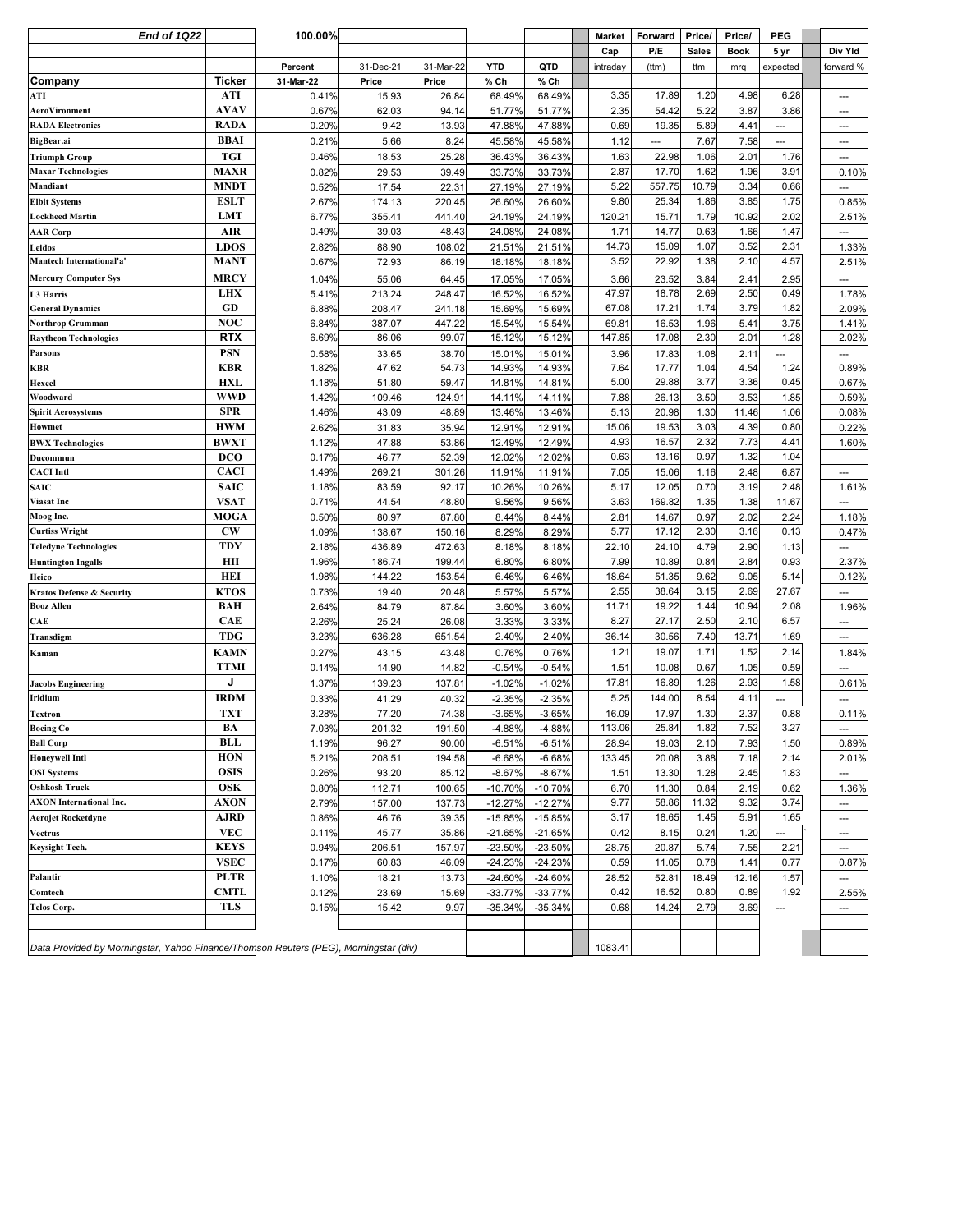| End of 1Q22 | | 100.00% | | | | | Market | Forward | Price/ | Price/ | PEG | |
|---|---|---|---|---|---|---|---|---|---|---|---|---|
| | | | | | | | Cap | P/E | Sales | Book | 5 yr | Div Yld |
| | | Percent | 31-Dec-21 | 31-Mar-22 | YTD | QTD | intraday | (ttm) | ttm | mrq | expected | forward % |
| Company | Ticker | 31-Mar-22 | Price | Price | % Ch | % Ch | | | | | | |
| ATI | ATI | 0.41% | 15.93 | 26.84 | 68.49% | 68.49% | 3.35 | 17.89 | 1.20 | 4.98 | 6.28 | --- |
| AeroVironment | AVAV | 0.67% | 62.03 | 94.14 | 51.77% | 51.77% | 2.35 | 54.42 | 5.22 | 3.87 | 3.86 | --- |
| RADA Electronics | RADA | 0.20% | 9.42 | 13.93 | 47.88% | 47.88% | 0.69 | 19.35 | 5.89 | 4.41 | --- | --- |
| BigBear.ai | BBAI | 0.21% | 5.66 | 8.24 | 45.58% | 45.58% | 1.12 | --- | 7.67 | 7.58 | --- | --- |
| Triumph Group | TGI | 0.46% | 18.53 | 25.28 | 36.43% | 36.43% | 1.63 | 22.98 | 1.06 | 2.01 | 1.76 | --- |
| Maxar Technologies | MAXR | 0.82% | 29.53 | 39.49 | 33.73% | 33.73% | 2.87 | 17.70 | 1.62 | 1.96 | 3.91 | 0.10% |
| Mandiant | MNDT | 0.52% | 17.54 | 22.31 | 27.19% | 27.19% | 5.22 | 557.75 | 10.79 | 3.34 | 0.66 | --- |
| Elbit Systems | ESLT | 2.67% | 174.13 | 220.45 | 26.60% | 26.60% | 9.80 | 25.34 | 1.86 | 3.85 | 1.75 | 0.85% |
| Lockheed Martin | LMT | 6.77% | 355.41 | 441.40 | 24.19% | 24.19% | 120.21 | 15.71 | 1.79 | 10.92 | 2.02 | 2.51% |
| AAR Corp | AIR | 0.49% | 39.03 | 48.43 | 24.08% | 24.08% | 1.71 | 14.77 | 0.63 | 1.66 | 1.47 | --- |
| Leidos | LDOS | 2.82% | 88.90 | 108.02 | 21.51% | 21.51% | 14.73 | 15.09 | 1.07 | 3.52 | 2.31 | 1.33% |
| Mantech International'a' | MANT | 0.67% | 72.93 | 86.19 | 18.18% | 18.18% | 3.52 | 22.92 | 1.38 | 2.10 | 4.57 | 2.51% |
| Mercury Computer Sys | MRCY | 1.04% | 55.06 | 64.45 | 17.05% | 17.05% | 3.66 | 23.52 | 3.84 | 2.41 | 2.95 | --- |
| L3 Harris | LHX | 5.41% | 213.24 | 248.47 | 16.52% | 16.52% | 47.97 | 18.78 | 2.69 | 2.50 | 0.49 | 1.78% |
| General Dynamics | GD | 6.88% | 208.47 | 241.18 | 15.69% | 15.69% | 67.08 | 17.21 | 1.74 | 3.79 | 1.82 | 2.09% |
| Northrop Grumman | NOC | 6.84% | 387.07 | 447.22 | 15.54% | 15.54% | 69.81 | 16.53 | 1.96 | 5.41 | 3.75 | 1.41% |
| Raytheon Technologies | RTX | 6.69% | 86.06 | 99.07 | 15.12% | 15.12% | 147.85 | 17.08 | 2.30 | 2.01 | 1.28 | 2.02% |
| Parsons | PSN | 0.58% | 33.65 | 38.70 | 15.01% | 15.01% | 3.96 | 17.83 | 1.08 | 2.11 | --- | --- |
| KBR | KBR | 1.82% | 47.62 | 54.73 | 14.93% | 14.93% | 7.64 | 17.77 | 1.04 | 4.54 | 1.24 | 0.89% |
| Hexcel | HXL | 1.18% | 51.80 | 59.47 | 14.81% | 14.81% | 5.00 | 29.88 | 3.77 | 3.36 | 0.45 | 0.67% |
| Woodward | WWD | 1.42% | 109.46 | 124.91 | 14.11% | 14.11% | 7.88 | 26.13 | 3.50 | 3.53 | 1.85 | 0.59% |
| Spirit Aerosystems | SPR | 1.46% | 43.09 | 48.89 | 13.46% | 13.46% | 5.13 | 20.98 | 1.30 | 11.46 | 1.06 | 0.08% |
| Howmet | HWM | 2.62% | 31.83 | 35.94 | 12.91% | 12.91% | 15.06 | 19.53 | 3.03 | 4.39 | 0.80 | 0.22% |
| BWX Technologies | BWXT | 1.12% | 47.88 | 53.86 | 12.49% | 12.49% | 4.93 | 16.57 | 2.32 | 7.73 | 4.41 | 1.60% |
| Ducommun | DCO | 0.17% | 46.77 | 52.39 | 12.02% | 12.02% | 0.63 | 13.16 | 0.97 | 1.32 | 1.04 | |
| CACI Intl | CACI | 1.49% | 269.21 | 301.26 | 11.91% | 11.91% | 7.05 | 15.06 | 1.16 | 2.48 | 6.87 | --- |
| SAIC | SAIC | 1.18% | 83.59 | 92.17 | 10.26% | 10.26% | 5.17 | 12.05 | 0.70 | 3.19 | 2.48 | 1.61% |
| Viasat Inc | VSAT | 0.71% | 44.54 | 48.80 | 9.56% | 9.56% | 3.63 | 169.82 | 1.35 | 1.38 | 11.67 | --- |
| Moog Inc. | MOGA | 0.50% | 80.97 | 87.80 | 8.44% | 8.44% | 2.81 | 14.67 | 0.97 | 2.02 | 2.24 | 1.18% |
| Curtiss Wright | CW | 1.09% | 138.67 | 150.16 | 8.29% | 8.29% | 5.77 | 17.12 | 2.30 | 3.16 | 0.13 | 0.47% |
| Teledyne Technologies | TDY | 2.18% | 436.89 | 472.63 | 8.18% | 8.18% | 22.10 | 24.10 | 4.79 | 2.90 | 1.13 | --- |
| Huntington Ingalls | HII | 1.96% | 186.74 | 199.44 | 6.80% | 6.80% | 7.99 | 10.89 | 0.84 | 2.84 | 0.93 | 2.37% |
| Heico | HEI | 1.98% | 144.22 | 153.54 | 6.46% | 6.46% | 18.64 | 51.35 | 9.62 | 9.05 | 5.14 | 0.12% |
| Kratos Defense & Security | KTOS | 0.73% | 19.40 | 20.48 | 5.57% | 5.57% | 2.55 | 38.64 | 3.15 | 2.69 | 27.67 | --- |
| Booz Allen | BAH | 2.64% | 84.79 | 87.84 | 3.60% | 3.60% | 11.71 | 19.22 | 1.44 | 10.94 | .2.08 | 1.96% |
| CAE | CAE | 2.26% | 25.24 | 26.08 | 3.33% | 3.33% | 8.27 | 27.17 | 2.50 | 2.10 | 6.57 | --- |
| Transdigm | TDG | 3.23% | 636.28 | 651.54 | 2.40% | 2.40% | 36.14 | 30.56 | 7.40 | 13.71 | 1.69 | --- |
| Kaman | KAMN | 0.27% | 43.15 | 43.48 | 0.76% | 0.76% | 1.21 | 19.07 | 1.71 | 1.52 | 2.14 | 1.84% |
| | TTMI | 0.14% | 14.90 | 14.82 | -0.54% | -0.54% | 1.51 | 10.08 | 0.67 | 1.05 | 0.59 | --- |
| Jacobs Engineering | J | 1.37% | 139.23 | 137.81 | -1.02% | -1.02% | 17.81 | 16.89 | 1.26 | 2.93 | 1.58 | 0.61% |
| Iridium | IRDM | 0.33% | 41.29 | 40.32 | -2.35% | -2.35% | 5.25 | 144.00 | 8.54 | 4.11 | --- | --- |
| Textron | TXT | 3.28% | 77.20 | 74.38 | -3.65% | -3.65% | 16.09 | 17.97 | 1.30 | 2.37 | 0.88 | 0.11% |
| Boeing Co | BA | 7.03% | 201.32 | 191.50 | -4.88% | -4.88% | 113.06 | 25.84 | 1.82 | 7.52 | 3.27 | --- |
| Ball Corp | BLL | 1.19% | 96.27 | 90.00 | -6.51% | -6.51% | 28.94 | 19.03 | 2.10 | 7.93 | 1.50 | 0.89% |
| Honeywell Intl | HON | 5.21% | 208.51 | 194.58 | -6.68% | -6.68% | 133.45 | 20.08 | 3.88 | 7.18 | 2.14 | 2.01% |
| OSI Systems | OSIS | 0.26% | 93.20 | 85.12 | -8.67% | -8.67% | 1.51 | 13.30 | 1.28 | 2.45 | 1.83 | --- |
| Oshkosh Truck | OSK | 0.80% | 112.71 | 100.65 | -10.70% | -10.70% | 6.70 | 11.30 | 0.84 | 2.19 | 0.62 | 1.36% |
| AXON International Inc. | AXON | 2.79% | 157.00 | 137.73 | -12.27% | -12.27% | 9.77 | 58.86 | 11.32 | 9.32 | 3.74 | --- |
| Aerojet Rocketdyne | AJRD | 0.86% | 46.76 | 39.35 | -15.85% | -15.85% | 3.17 | 18.65 | 1.45 | 5.91 | 1.65 | --- |
| Vectrus | VEC | 0.11% | 45.77 | 35.86 | -21.65% | -21.65% | 0.42 | 8.15 | 0.24 | 1.20 | --- | --- |
| Keysight Tech. | KEYS | 0.94% | 206.51 | 157.97 | -23.50% | -23.50% | 28.75 | 20.87 | 5.74 | 7.55 | 2.21 | --- |
| | VSEC | 0.17% | 60.83 | 46.09 | -24.23% | -24.23% | 0.59 | 11.05 | 0.78 | 1.41 | 0.77 | 0.87% |
| Palantir | PLTR | 1.10% | 18.21 | 13.73 | -24.60% | -24.60% | 28.52 | 52.81 | 18.49 | 12.16 | 1.57 | --- |
| Comtech | CMTL | 0.12% | 23.69 | 15.69 | -33.77% | -33.77% | 0.42 | 16.52 | 0.80 | 0.89 | 1.92 | 2.55% |
| Telos Corp. | TLS | 0.15% | 15.42 | 9.97 | -35.34% | -35.34% | 0.68 | 14.24 | 2.79 | 3.69 | --- | --- |
| | | | | | | | 1083.41 | | | | | |

*Data Provided by Morningstar, Yahoo Finance/Thomson Reuters (PEG), Morningstar (div)*